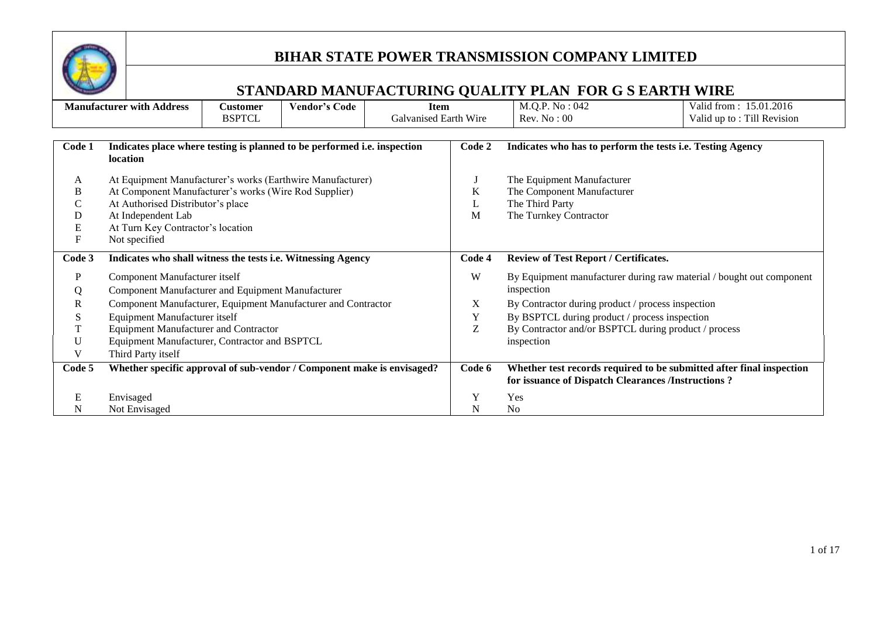# BIHAR STATE POWER TRANSMISSION COMPANY LIMITED

## STANDARD MANUFACTURING QUALITY PLAN FOR G S EARTH WIRE

| Manufacturer with Address | Customer | Vendor's Code | Item | M.Q.P. No : 042 | Valid from : 15.01.2016 |
|---|---|---|---|---|---|
| | BSPTCL | | Galvanised Earth Wire | Rev. No : 00 | Valid up to : Till Revision |

| Code 1 | Indicates place where testing is planned to be performed i.e. inspection location | Code 2 | Indicates who has to perform the tests i.e. Testing Agency |
|---|---|---|---|
| A | At Equipment Manufacturer's works (Earthwire Manufacturer) | J | The Equipment Manufacturer |
| B | At Component Manufacturer's works (Wire Rod Supplier) | K | The Component Manufacturer |
| C | At Authorised Distributor's place | L | The Third Party |
| D | At Independent Lab | M | The Turnkey Contractor |
| E | At Turn Key Contractor's location | | |
| F | Not specified | | |
| **Code 3** | **Indicates who shall witness the tests i.e. Witnessing Agency** | **Code 4** | **Review of Test Report / Certificates.** |
| P | Component Manufacturer itself | W | By Equipment manufacturer during raw material / bought out component inspection |
| Q | Component Manufacturer and Equipment Manufacturer | | |
| R | Component Manufacturer, Equipment Manufacturer and Contractor | X | By Contractor during product / process inspection |
| S | Equipment Manufacturer itself | Y | By BSPTCL during product / process inspection |
| T | Equipment Manufacturer and Contractor | Z | By Contractor and/or BSPTCL during product / process inspection |
| U | Equipment Manufacturer, Contractor and BSPTCL | | |
| V | Third Party itself | | |
| **Code 5** | **Whether specific approval of sub-vendor / Component make is envisaged?** | **Code 6** | **Whether test records required to be submitted after final inspection for issuance of Dispatch Clearances /Instructions ?** |
| E | Envisaged | Y | Yes |
| N | Not Envisaged | N | No |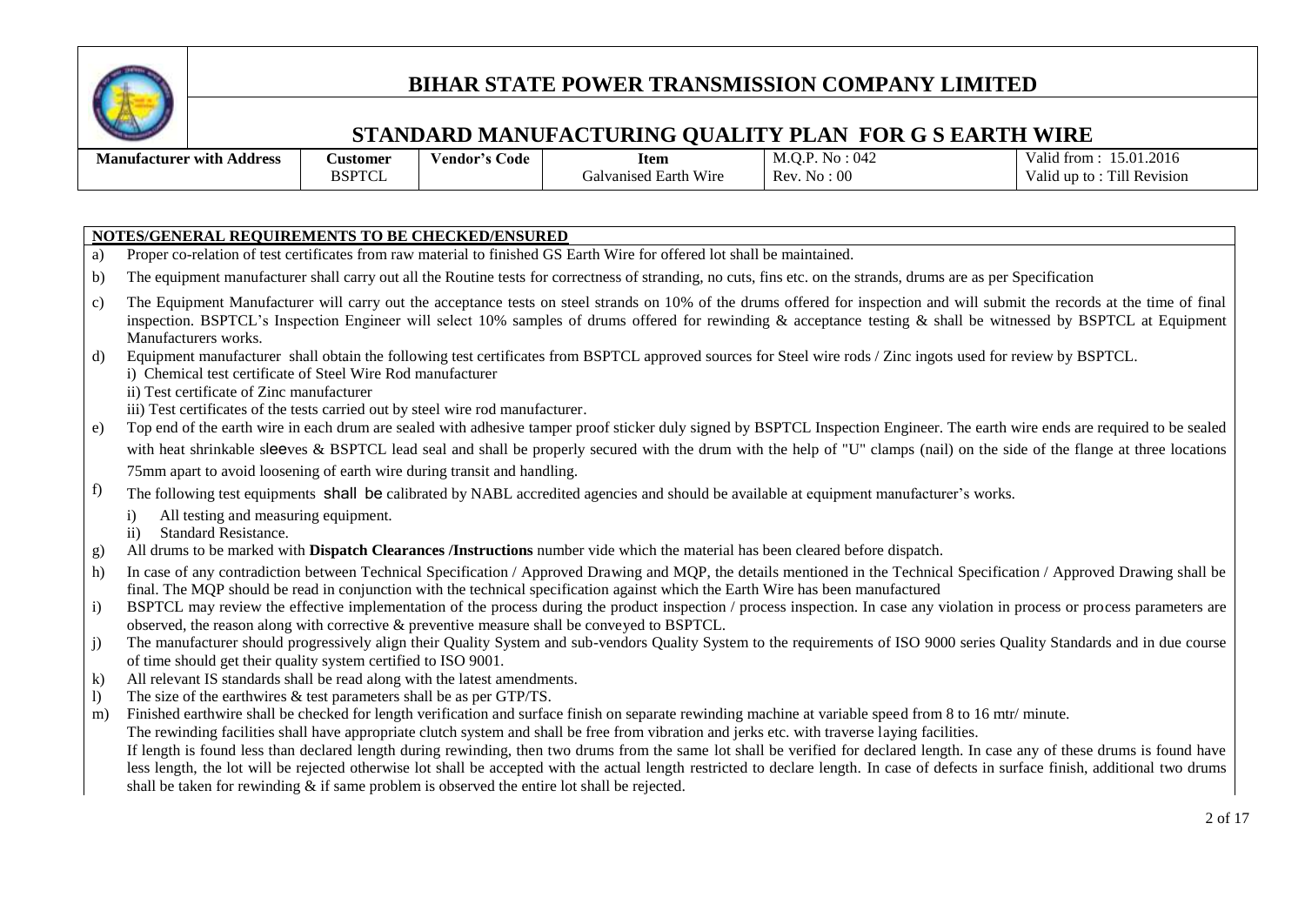# BIHAR STATE POWER TRANSMISSION COMPANY LIMITED

## STANDARD MANUFACTURING QUALITY PLAN FOR G S EARTH WIRE

| Manufacturer with Address | Customer | Vendor's Code | Item | M.Q.P. No : 042 | Valid from : 15.01.2016 |
|---|---|---|---|---|---|
| | BSPTCL | | Galvanised Earth Wire | Rev. No : 00 | Valid up to : Till Revision |

**NOTES/GENERAL REQUIREMENTS TO BE CHECKED/ENSURED**

a) Proper co-relation of test certificates from raw material to finished GS Earth Wire for offered lot shall be maintained.

b) The equipment manufacturer shall carry out all the Routine tests for correctness of stranding, no cuts, fins etc. on the strands, drums are as per Specification

c) The Equipment Manufacturer will carry out the acceptance tests on steel strands on 10% of the drums offered for inspection and will submit the records at the time of final inspection. BSPTCL's Inspection Engineer will select 10% samples of drums offered for rewinding & acceptance testing & shall be witnessed by BSPTCL at Equipment Manufacturers works.

d) Equipment manufacturer shall obtain the following test certificates from BSPTCL approved sources for Steel wire rods / Zinc ingots used for review by BSPTCL.
   i) Chemical test certificate of Steel Wire Rod manufacturer
   ii) Test certificate of Zinc manufacturer
   iii) Test certificates of the tests carried out by steel wire rod manufacturer.

e) Top end of the earth wire in each drum are sealed with adhesive tamper proof sticker duly signed by BSPTCL Inspection Engineer. The earth wire ends are required to be sealed with heat shrinkable sleeves & BSPTCL lead seal and shall be properly secured with the drum with the help of "U" clamps (nail) on the side of the flange at three locations 75mm apart to avoid loosening of earth wire during transit and handling.

f) The following test equipments shall be calibrated by NABL accredited agencies and should be available at equipment manufacturer's works.
   i) All testing and measuring equipment.
   ii) Standard Resistance.

g) All drums to be marked with **Dispatch Clearances /Instructions** number vide which the material has been cleared before dispatch.

h) In case of any contradiction between Technical Specification / Approved Drawing and MQP, the details mentioned in the Technical Specification / Approved Drawing shall be final. The MQP should be read in conjunction with the technical specification against which the Earth Wire has been manufactured

i) BSPTCL may review the effective implementation of the process during the product inspection / process inspection. In case any violation in process or process parameters are observed, the reason along with corrective & preventive measure shall be conveyed to BSPTCL.

j) The manufacturer should progressively align their Quality System and sub-vendors Quality System to the requirements of ISO 9000 series Quality Standards and in due course of time should get their quality system certified to ISO 9001.

k) All relevant IS standards shall be read along with the latest amendments.

l) The size of the earthwires & test parameters shall be as per GTP/TS.

m) Finished earthwire shall be checked for length verification and surface finish on separate rewinding machine at variable speed from 8 to 16 mtr/ minute.
   The rewinding facilities shall have appropriate clutch system and shall be free from vibration and jerks etc. with traverse laying facilities.
   If length is found less than declared length during rewinding, then two drums from the same lot shall be verified for declared length. In case any of these drums is found have less length, the lot will be rejected otherwise lot shall be accepted with the actual length restricted to declare length. In case of defects in surface finish, additional two drums shall be taken for rewinding & if same problem is observed the entire lot shall be rejected.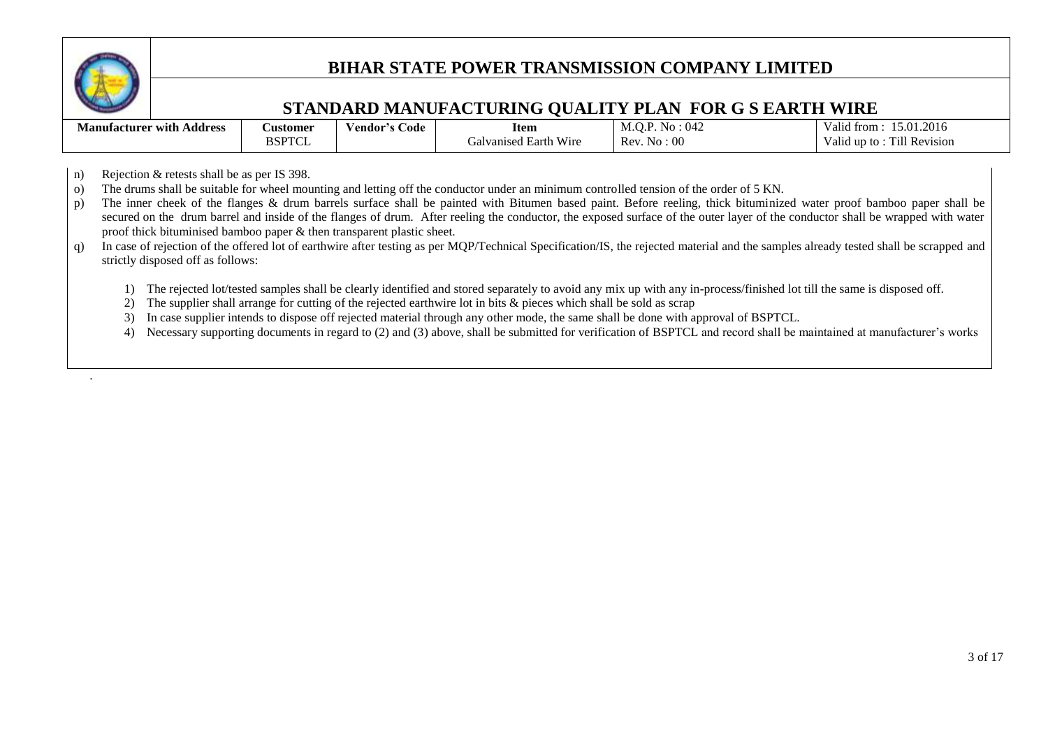n) Rejection & retests shall be as per IS 398.

o) The drums shall be suitable for wheel mounting and letting off the conductor under an minimum controlled tension of the order of 5 KN.

p) The inner cheek of the flanges & drum barrels surface shall be painted with Bitumen based paint. Before reeling, thick bituminized water proof bamboo paper shall be secured on the drum barrel and inside of the flanges of drum. After reeling the conductor, the exposed surface of the outer layer of the conductor shall be wrapped with water proof thick bituminised bamboo paper & then transparent plastic sheet.

q) In case of rejection of the offered lot of earthwire after testing as per MQP/Technical Specification/IS, the rejected material and the samples already tested shall be scrapped and strictly disposed off as follows:

1) The rejected lot/tested samples shall be clearly identified and stored separately to avoid any mix up with any in-process/finished lot till the same is disposed off.
2) The supplier shall arrange for cutting of the rejected earthwire lot in bits & pieces which shall be sold as scrap
3) In case supplier intends to dispose off rejected material through any other mode, the same shall be done with approval of BSPTCL.
4) Necessary supporting documents in regard to (2) and (3) above, shall be submitted for verification of BSPTCL and record shall be maintained at manufacturer's works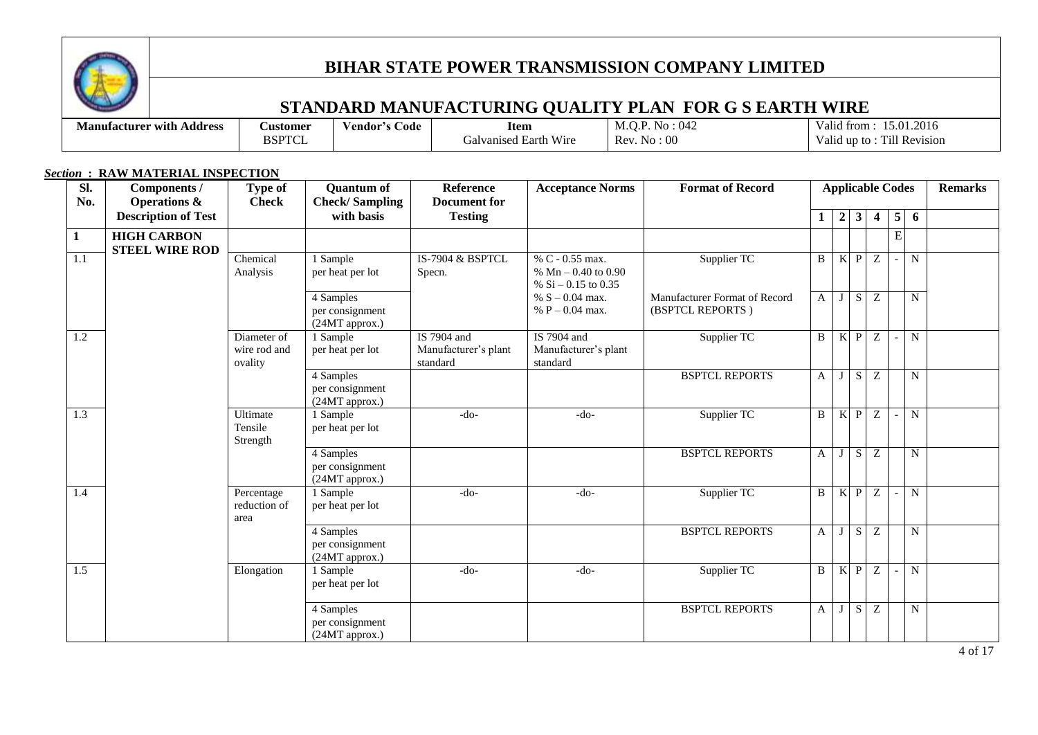# BIHAR STATE POWER TRANSMISSION COMPANY LIMITED

## STANDARD MANUFACTURING QUALITY PLAN FOR G S EARTH WIRE

| Manufacturer with Address | Customer | Vendor's Code | Item | M.Q.P. No : 042 | Valid from : 15.01.2016 |
|---|---|---|---|---|---|
| | BSPTCL | | Galvanised Earth Wire | Rev. No : 00 | Valid up to : Till Revision |

***Section* : RAW MATERIAL INSPECTION**

| Sl. No. | Components / Operations & Description of Test | Type of Check | Quantum of Check/ Sampling with basis | Reference Document for Testing | Acceptance Norms | Format of Record | Applicable Codes | | | | | | Remarks |
|---|---|---|---|---|---|---|---|---|---|---|---|---|---|
| | | | | | | | 1 | 2 | 3 | 4 | 5 | 6 | |
| 1 | HIGH CARBON STEEL WIRE ROD | | | | | | | | | | E | | |
| 1.1 | | Chemical Analysis | 1 Sample per heat per lot | IS-7904 & BSPTCL Specn. | % C - 0.55 max.<br>% Mn – 0.40 to 0.90<br>% Si – 0.15 to 0.35<br>% S – 0.04 max.<br>% P – 0.04 max. | Supplier TC | B | K | P | Z | - | N | |
| | | | 4 Samples per consignment (24MT approx.) | | | Manufacturer Format of Record (BSPTCL REPORTS ) | A | J | S | Z | | N | |
| 1.2 | | Diameter of wire rod and ovality | 1 Sample per heat per lot | IS 7904 and Manufacturer's plant standard | IS 7904 and Manufacturer's plant standard | Supplier TC | B | K | P | Z | - | N | |
| | | | 4 Samples per consignment (24MT approx.) | | | BSPTCL REPORTS | A | J | S | Z | | N | |
| 1.3 | | Ultimate Tensile Strength | 1 Sample per heat per lot | -do- | -do- | Supplier TC | B | K | P | Z | - | N | |
| | | | 4 Samples per consignment (24MT approx.) | | | BSPTCL REPORTS | A | J | S | Z | | N | |
| 1.4 | | Percentage reduction of area | 1 Sample per heat per lot | -do- | -do- | Supplier TC | B | K | P | Z | - | N | |
| | | | 4 Samples per consignment (24MT approx.) | | | BSPTCL REPORTS | A | J | S | Z | | N | |
| 1.5 | | Elongation | 1 Sample per heat per lot | -do- | -do- | Supplier TC | B | K | P | Z | - | N | |
| | | | 4 Samples per consignment (24MT approx.) | | | BSPTCL REPORTS | A | J | S | Z | | N | |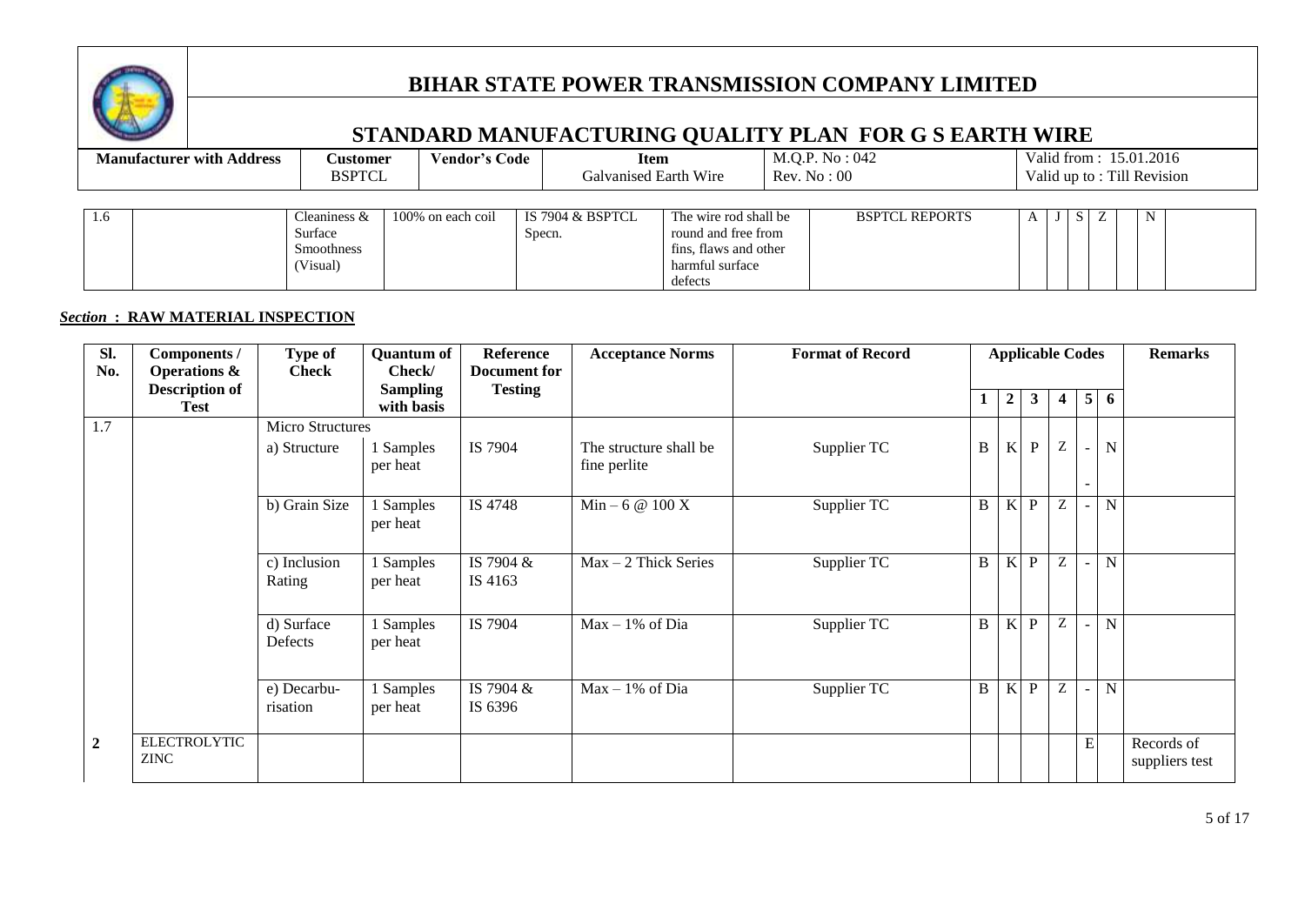# BIHAR STATE POWER TRANSMISSION COMPANY LIMITED

## STANDARD MANUFACTURING QUALITY PLAN FOR G S EARTH WIRE

| Manufacturer with Address | Customer | Vendor's Code | Item | M.Q.P. No : 042 | Valid from : 15.01.2016 |
|---|---|---|---|---|---|
| | BSPTCL | | Galvanised Earth Wire | Rev. No : 00 | Valid up to : Till Revision |

| | | | | | | | | | | | | | |
|---|---|---|---|---|---|---|---|---|---|---|---|---|---|
| 1.6 | | Cleaniness & Surface Smoothness (Visual) | 100% on each coil | IS 7904 & BSPTCL Specn. | The wire rod shall be round and free from fins, flaws and other harmful surface defects | BSPTCL REPORTS | A | J | S | Z | | N | |

***Section* : RAW MATERIAL INSPECTION**

| Sl. No. | Components / Operations & Description of Test | Type of Check | Quantum of Check/ Sampling with basis | Reference Document for Testing | Acceptance Norms | Format of Record | Applicable Codes | | | | | | Remarks |
|---|---|---|---|---|---|---|---|---|---|---|---|---|---|
| | | | | | | | 1 | 2 | 3 | 4 | 5 | 6 | |
| 1.7 | | Micro Structures | | | | | | | | | | | |
| | | a) Structure | 1 Samples per heat | IS 7904 | The structure shall be fine perlite | Supplier TC | B | K | P | Z | - | N | |
| | | b) Grain Size | 1 Samples per heat | IS 4748 | Min – 6 @ 100 X | Supplier TC | B | K | P | Z | - | N | |
| | | c) Inclusion Rating | 1 Samples per heat | IS 7904 & IS 4163 | Max – 2 Thick Series | Supplier TC | B | K | P | Z | - | N | |
| | | d) Surface Defects | 1 Samples per heat | IS 7904 | Max – 1% of Dia | Supplier TC | B | K | P | Z | - | N | |
| | | e) Decarbu-risation | 1 Samples per heat | IS 7904 & IS 6396 | Max – 1% of Dia | Supplier TC | B | K | P | Z | - | N | |
| **2** | ELECTROLYTIC ZINC | | | | | | | | | | E | | Records of suppliers test |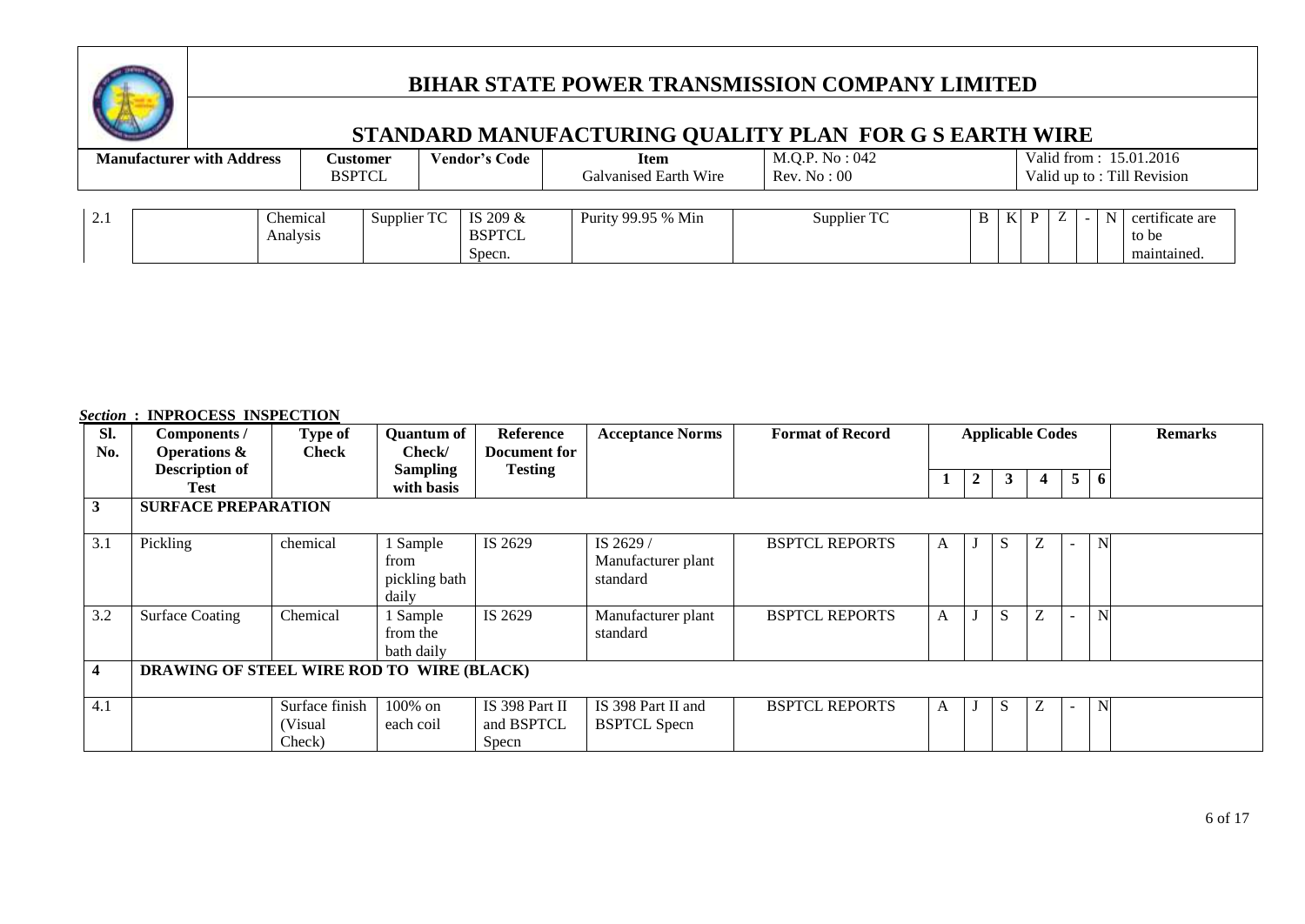# BIHAR STATE POWER TRANSMISSION COMPANY LIMITED

## STANDARD MANUFACTURING QUALITY PLAN FOR G S EARTH WIRE

| Manufacturer with Address | Customer | Vendor's Code | Item | M.Q.P. No : 042 | Valid from : 15.01.2016 |
|---|---|---|---|---|---|
| | BSPTCL | | Galvanised Earth Wire | Rev. No : 00 | Valid up to : Till Revision |

| 2.1 | | Chemical Analysis | Supplier TC | IS 209 & BSPTCL Specn. | Purity 99.95 % Min | Supplier TC | B | K | P | Z | - | N | certificate are to be maintained. |
|---|---|---|---|---|---|---|---|---|---|---|---|---|---|

***Section* : INPROCESS INSPECTION**

| Sl. No. | Components / Operations & Description of Test | Type of Check | Quantum of Check/ Sampling with basis | Reference Document for Testing | Acceptance Norms | Format of Record | Applicable Codes | | | | | | Remarks |
|---|---|---|---|---|---|---|---|---|---|---|---|---|---|
| | | | | | | | 1 | 2 | 3 | 4 | 5 | 6 | |
| **3** | **SURFACE PREPARATION** | | | | | | | | | | | | |
| 3.1 | Pickling | chemical | 1 Sample from pickling bath daily | IS 2629 | IS 2629 / Manufacturer plant standard | BSPTCL REPORTS | A | J | S | Z | - | N | |
| 3.2 | Surface Coating | Chemical | 1 Sample from the bath daily | IS 2629 | Manufacturer plant standard | BSPTCL REPORTS | A | J | S | Z | - | N | |
| **4** | **DRAWING OF STEEL WIRE ROD TO WIRE (BLACK)** | | | | | | | | | | | | |
| 4.1 | | Surface finish (Visual Check) | 100% on each coil | IS 398 Part II and BSPTCL Specn | IS 398 Part II and BSPTCL Specn | BSPTCL REPORTS | A | J | S | Z | - | N | |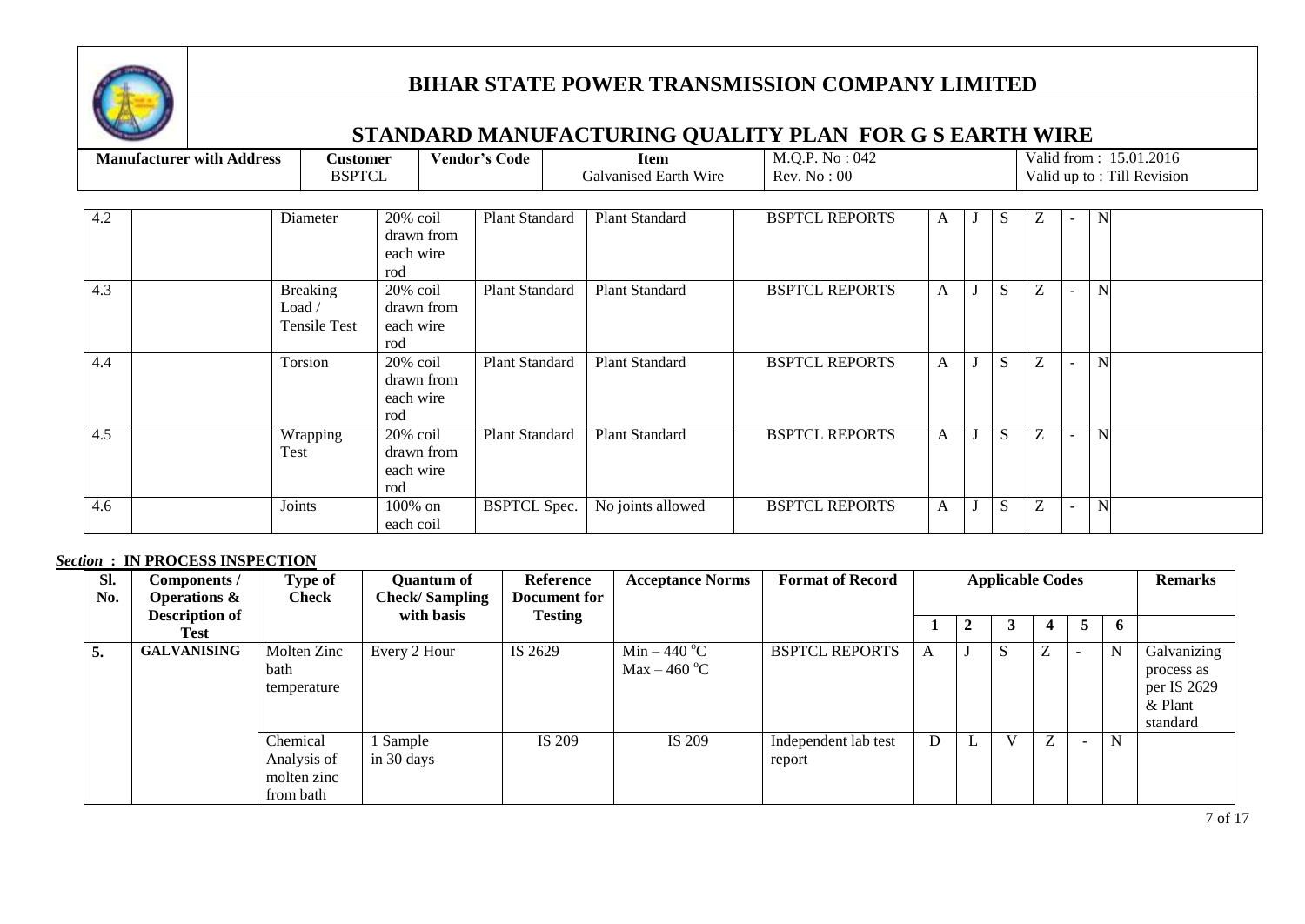# BIHAR STATE POWER TRANSMISSION COMPANY LIMITED

## STANDARD MANUFACTURING QUALITY PLAN FOR G S EARTH WIRE

| Manufacturer with Address | Customer | Vendor's Code | Item | M.Q.P. No : 042 | Valid from : 15.01.2016 |
|---|---|---|---|---|---|
| | BSPTCL | | Galvanised Earth Wire | Rev. No : 00 | Valid up to : Till Revision |

| | | | | | | | | | | | | | |
|---|---|---|---|---|---|---|---|---|---|---|---|---|---|
| 4.2 | | Diameter | 20% coil drawn from each wire rod | Plant Standard | Plant Standard | BSPTCL REPORTS | A | J | S | Z | - | N | |
| 4.3 | | Breaking Load / Tensile Test | 20% coil drawn from each wire rod | Plant Standard | Plant Standard | BSPTCL REPORTS | A | J | S | Z | - | N | |
| 4.4 | | Torsion | 20% coil drawn from each wire rod | Plant Standard | Plant Standard | BSPTCL REPORTS | A | J | S | Z | - | N | |
| 4.5 | | Wrapping Test | 20% coil drawn from each wire rod | Plant Standard | Plant Standard | BSPTCL REPORTS | A | J | S | Z | - | N | |
| 4.6 | | Joints | 100% on each coil | BSPTCL Spec. | No joints allowed | BSPTCL REPORTS | A | J | S | Z | - | N | |

***Section* : IN PROCESS INSPECTION**

| Sl. No. | Components / Operations & Description of Test | Type of Check | Quantum of Check/ Sampling with basis | Reference Document for Testing | Acceptance Norms | Format of Record | Applicable Codes | | | | | | Remarks |
|---|---|---|---|---|---|---|---|---|---|---|---|---|---|
| | | | | | | | 1 | 2 | 3 | 4 | 5 | 6 | |
| 5. | GALVANISING | Molten Zinc bath temperature | Every 2 Hour | IS 2629 | Min – 440 °C<br>Max – 460 °C | BSPTCL REPORTS | A | J | S | Z | - | N | Galvanizing process as per IS 2629 & Plant standard |
| | | Chemical Analysis of molten zinc from bath | 1 Sample in 30 days | IS 209 | IS 209 | Independent lab test report | D | L | V | Z | - | N | |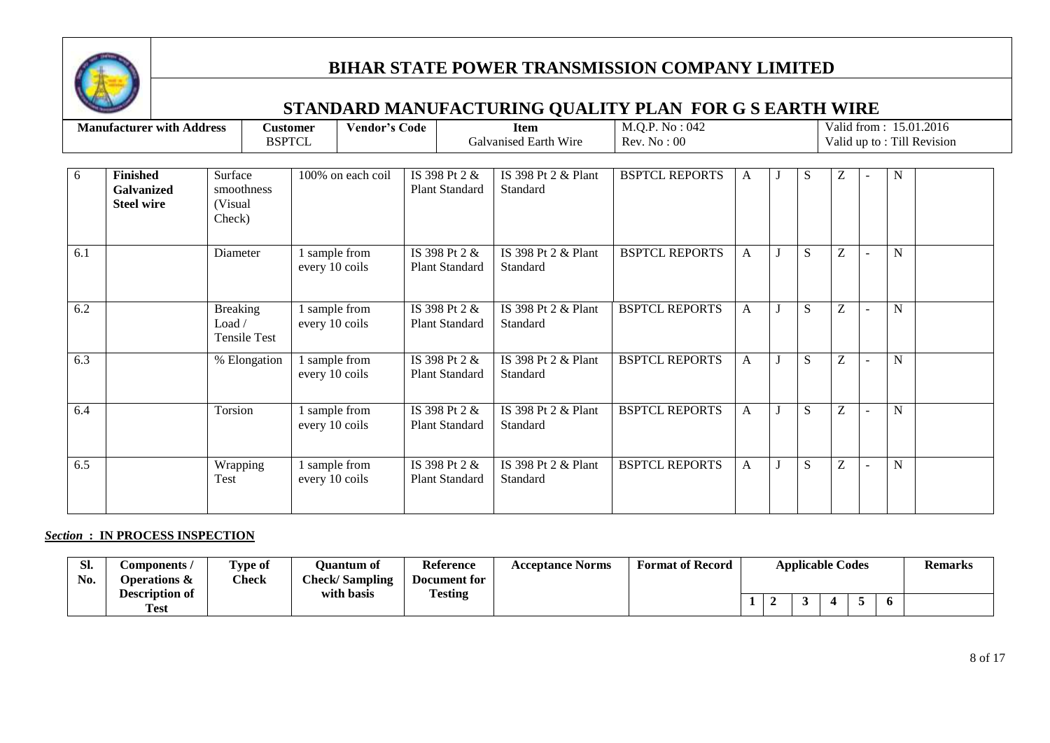# BIHAR STATE POWER TRANSMISSION COMPANY LIMITED

## STANDARD MANUFACTURING QUALITY PLAN FOR G S EARTH WIRE

| Manufacturer with Address | Customer | Vendor's Code | Item | M.Q.P. No : 042 | Valid from : 15.01.2016 |
|---|---|---|---|---|---|
| | BSPTCL | | Galvanised Earth Wire | Rev. No : 00 | Valid up to : Till Revision |

| | | | | | | | | | | | | | |
|---|---|---|---|---|---|---|---|---|---|---|---|---|---|
| 6 | **Finished Galvanized Steel wire** | Surface smoothness (Visual Check) | 100% on each coil | IS 398 Pt 2 & Plant Standard | IS 398 Pt 2 & Plant Standard | BSPTCL REPORTS | A | J | S | Z | - | N | |
| 6.1 | | Diameter | 1 sample from every 10 coils | IS 398 Pt 2 & Plant Standard | IS 398 Pt 2 & Plant Standard | BSPTCL REPORTS | A | J | S | Z | - | N | |
| 6.2 | | Breaking Load / Tensile Test | 1 sample from every 10 coils | IS 398 Pt 2 & Plant Standard | IS 398 Pt 2 & Plant Standard | BSPTCL REPORTS | A | J | S | Z | - | N | |
| 6.3 | | % Elongation | 1 sample from every 10 coils | IS 398 Pt 2 & Plant Standard | IS 398 Pt 2 & Plant Standard | BSPTCL REPORTS | A | J | S | Z | - | N | |
| 6.4 | | Torsion | 1 sample from every 10 coils | IS 398 Pt 2 & Plant Standard | IS 398 Pt 2 & Plant Standard | BSPTCL REPORTS | A | J | S | Z | - | N | |
| 6.5 | | Wrapping Test | 1 sample from every 10 coils | IS 398 Pt 2 & Plant Standard | IS 398 Pt 2 & Plant Standard | BSPTCL REPORTS | A | J | S | Z | - | N | |

***Section* : IN PROCESS INSPECTION**

| Sl. No. | Components / Operations & Description of Test | Type of Check | Quantum of Check/ Sampling with basis | Reference Document for Testing | Acceptance Norms | Format of Record | Applicable Codes | | | | | | Remarks |
|---|---|---|---|---|---|---|---|---|---|---|---|---|---|
| | | | | | | | 1 | 2 | 3 | 4 | 5 | 6 | |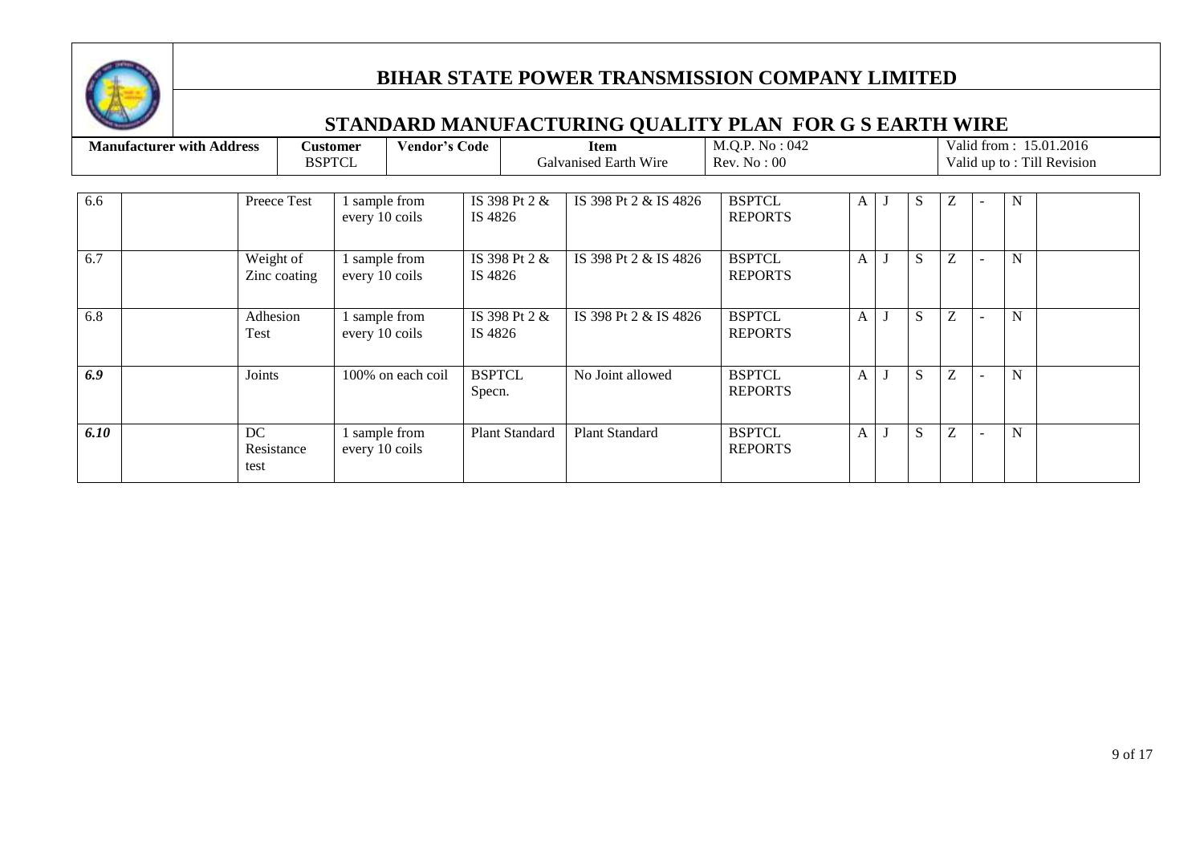# BIHAR STATE POWER TRANSMISSION COMPANY LIMITED

## STANDARD MANUFACTURING QUALITY PLAN FOR G S EARTH WIRE

| Manufacturer with Address | Customer | Vendor's Code | Item | M.Q.P. No : 042 | Valid from : 15.01.2016 |
|---|---|---|---|---|---|
| | BSPTCL | | Galvanised Earth Wire | Rev. No : 00 | Valid up to : Till Revision |

| | | | | | | | | | | | | | | |
|---|---|---|---|---|---|---|---|---|---|---|---|---|---|---|
| 6.6 | | Preece Test | 1 sample from every 10 coils | IS 398 Pt 2 & IS 4826 | IS 398 Pt 2 & IS 4826 | BSPTCL REPORTS | A | J | S | Z | - | N | |
| 6.7 | | Weight of Zinc coating | 1 sample from every 10 coils | IS 398 Pt 2 & IS 4826 | IS 398 Pt 2 & IS 4826 | BSPTCL REPORTS | A | J | S | Z | - | N | |
| 6.8 | | Adhesion Test | 1 sample from every 10 coils | IS 398 Pt 2 & IS 4826 | IS 398 Pt 2 & IS 4826 | BSPTCL REPORTS | A | J | S | Z | - | N | |
| ***6.9*** | | Joints | 100% on each coil | BSPTCL Specn. | No Joint allowed | BSPTCL REPORTS | A | J | S | Z | - | N | |
| ***6.10*** | | DC Resistance test | 1 sample from every 10 coils | Plant Standard | Plant Standard | BSPTCL REPORTS | A | J | S | Z | - | N | |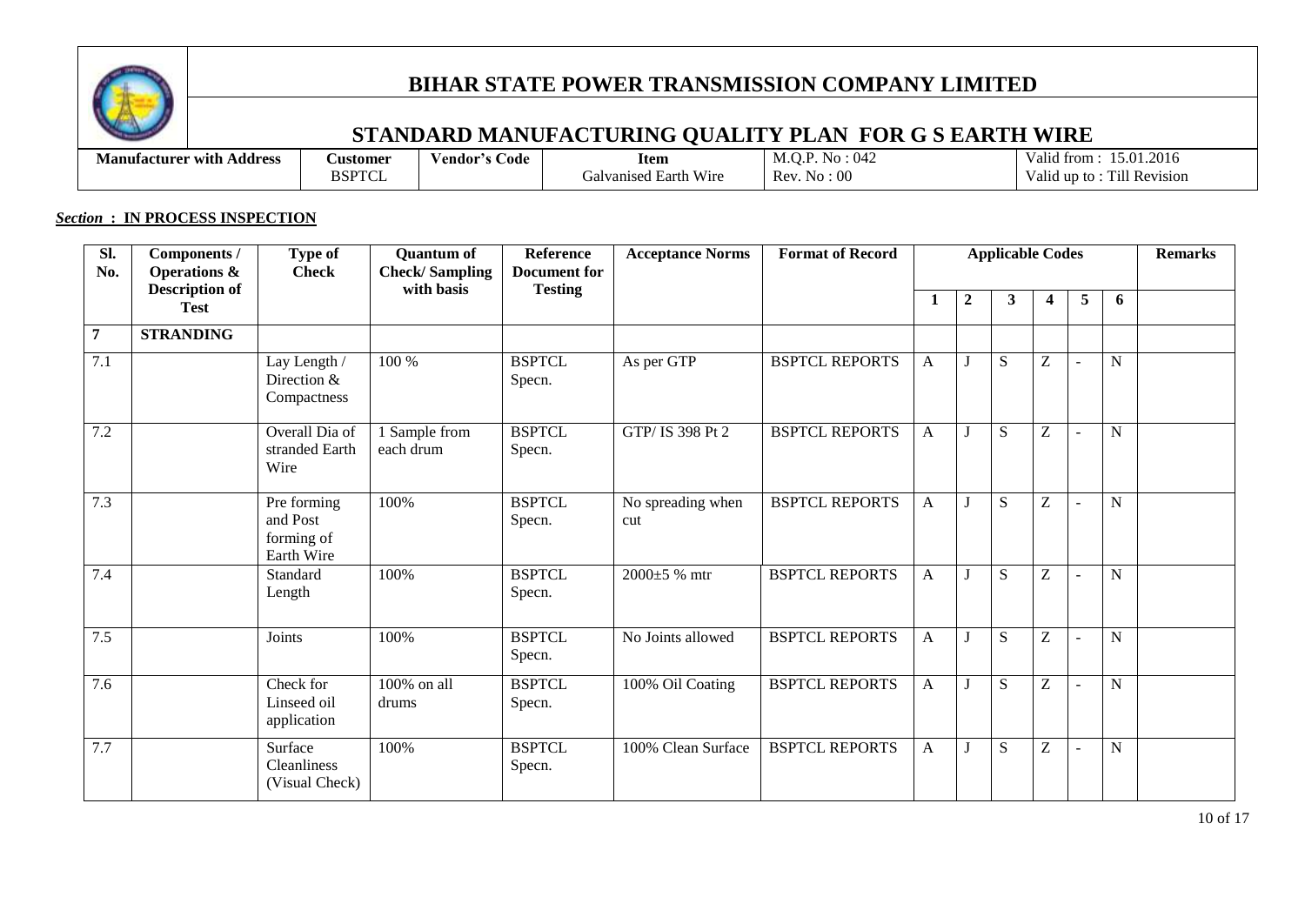# BIHAR STATE POWER TRANSMISSION COMPANY LIMITED

## STANDARD MANUFACTURING QUALITY PLAN FOR G S EARTH WIRE

| Manufacturer with Address | Customer | Vendor's Code | Item | M.Q.P. No : 042 | Valid from : 15.01.2016 |
|---|---|---|---|---|---|
| | BSPTCL | | Galvanised Earth Wire | Rev. No : 00 | Valid up to : Till Revision |

***Section* : IN PROCESS INSPECTION**

| Sl. No. | Components / Operations & Description of Test | Type of Check | Quantum of Check/ Sampling with basis | Reference Document for Testing | Acceptance Norms | Format of Record | Applicable Codes | | | | | | Remarks |
|---|---|---|---|---|---|---|---|---|---|---|---|---|---|
| | | | | | | | 1 | 2 | 3 | 4 | 5 | 6 | |
| 7 | STRANDING | | | | | | | | | | | | |
| 7.1 | | Lay Length / Direction & Compactness | 100 % | BSPTCL Specn. | As per GTP | BSPTCL REPORTS | A | J | S | Z | - | N | |
| 7.2 | | Overall Dia of stranded Earth Wire | 1 Sample from each drum | BSPTCL Specn. | GTP/ IS 398 Pt 2 | BSPTCL REPORTS | A | J | S | Z | - | N | |
| 7.3 | | Pre forming and Post forming of Earth Wire | 100% | BSPTCL Specn. | No spreading when cut | BSPTCL REPORTS | A | J | S | Z | - | N | |
| 7.4 | | Standard Length | 100% | BSPTCL Specn. | 2000±5 % mtr | BSPTCL REPORTS | A | J | S | Z | - | N | |
| 7.5 | | Joints | 100% | BSPTCL Specn. | No Joints allowed | BSPTCL REPORTS | A | J | S | Z | - | N | |
| 7.6 | | Check for Linseed oil application | 100% on all drums | BSPTCL Specn. | 100% Oil Coating | BSPTCL REPORTS | A | J | S | Z | - | N | |
| 7.7 | | Surface Cleanliness (Visual Check) | 100% | BSPTCL Specn. | 100% Clean Surface | BSPTCL REPORTS | A | J | S | Z | - | N | |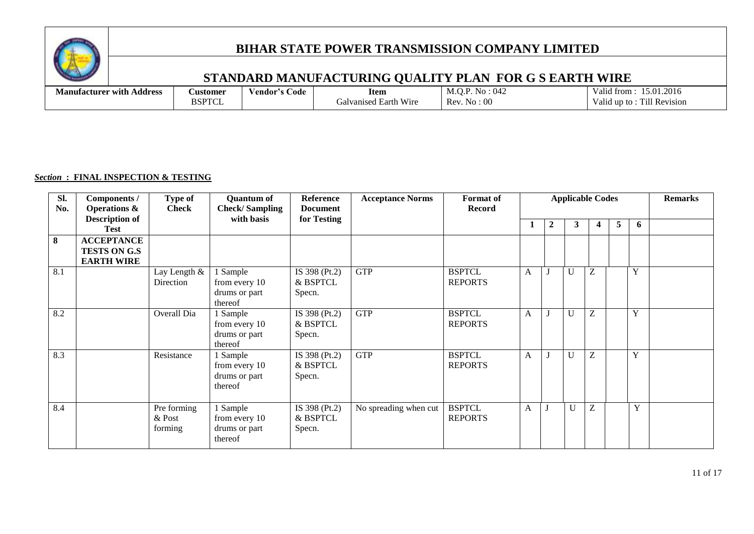# BIHAR STATE POWER TRANSMISSION COMPANY LIMITED

## STANDARD MANUFACTURING QUALITY PLAN FOR G S EARTH WIRE

| Manufacturer with Address | Customer | Vendor's Code | Item | M.Q.P. No : 042 | Valid from : 15.01.2016 |
|---|---|---|---|---|---|
| | BSPTCL | | Galvanised Earth Wire | Rev. No : 00 | Valid up to : Till Revision |

***Section* : FINAL INSPECTION & TESTING**

| Sl. No. | Components / Operations & Description of Test | Type of Check | Quantum of Check/ Sampling with basis | Reference Document for Testing | Acceptance Norms | Format of Record | Applicable Codes | | | | | | Remarks |
|---|---|---|---|---|---|---|---|---|---|---|---|---|---|
| | | | | | | | 1 | 2 | 3 | 4 | 5 | 6 | |
| 8 | **ACCEPTANCE TESTS ON G.S EARTH WIRE** | | | | | | | | | | | | |
| 8.1 | | Lay Length & Direction | 1 Sample from every 10 drums or part thereof | IS 398 (Pt.2) & BSPTCL Specn. | GTP | BSPTCL REPORTS | A | J | U | Z | | Y | |
| 8.2 | | Overall Dia | 1 Sample from every 10 drums or part thereof | IS 398 (Pt.2) & BSPTCL Specn. | GTP | BSPTCL REPORTS | A | J | U | Z | | Y | |
| 8.3 | | Resistance | 1 Sample from every 10 drums or part thereof | IS 398 (Pt.2) & BSPTCL Specn. | GTP | BSPTCL REPORTS | A | J | U | Z | | Y | |
| 8.4 | | Pre forming & Post forming | 1 Sample from every 10 drums or part thereof | IS 398 (Pt.2) & BSPTCL Specn. | No spreading when cut | BSPTCL REPORTS | A | J | U | Z | | Y | |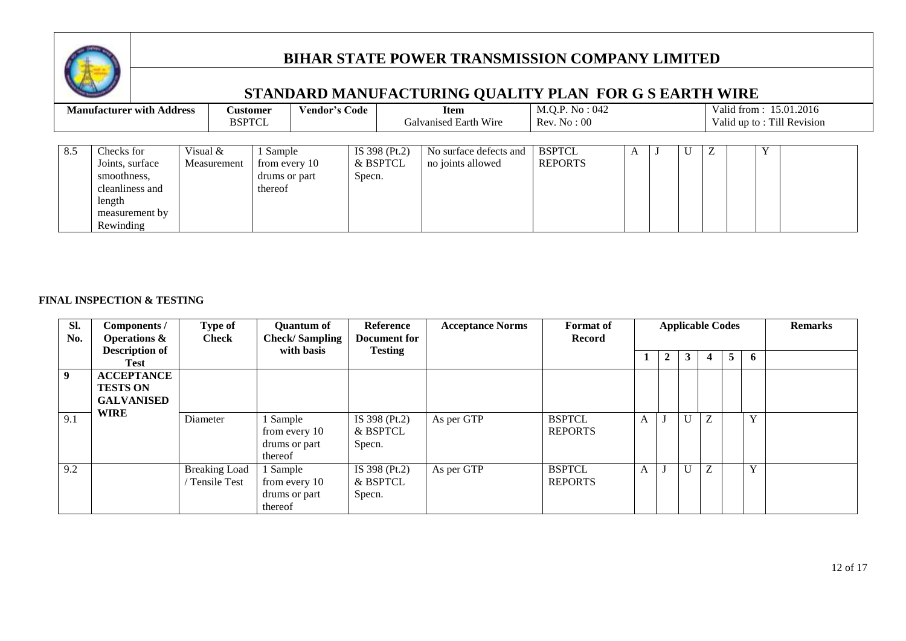# BIHAR STATE POWER TRANSMISSION COMPANY LIMITED

## STANDARD MANUFACTURING QUALITY PLAN FOR G S EARTH WIRE

| Manufacturer with Address | Customer | Vendor's Code | Item | M.Q.P. No : 042 | Valid from : 15.01.2016 |
|---|---|---|---|---|---|
| | BSPTCL | | Galvanised Earth Wire | Rev. No : 00 | Valid up to : Till Revision |

| 8.5 | Checks for Joints, surface smoothness, cleanliness and length measurement by Rewinding | Visual & Measurement | 1 Sample from every 10 drums or part thereof | IS 398 (Pt.2) & BSPTCL Specn. | No surface defects and no joints allowed | BSPTCL REPORTS | A | J | U | Z | | Y | |
|---|---|---|---|---|---|---|---|---|---|---|---|---|---|

**FINAL INSPECTION & TESTING**

| Sl. No. | Components / Operations & Description of Test | Type of Check | Quantum of Check/ Sampling with basis | Reference Document for Testing | Acceptance Norms | Format of Record | Applicable Codes | | | | | | Remarks |
|---|---|---|---|---|---|---|---|---|---|---|---|---|---|
| | | | | | | | 1 | 2 | 3 | 4 | 5 | 6 | |
| 9 | ACCEPTANCE TESTS ON GALVANISED WIRE | | | | | | | | | | | | |
| 9.1 | | Diameter | 1 Sample from every 10 drums or part thereof | IS 398 (Pt.2) & BSPTCL Specn. | As per GTP | BSPTCL REPORTS | A | J | U | Z | | Y | |
| 9.2 | | Breaking Load / Tensile Test | 1 Sample from every 10 drums or part thereof | IS 398 (Pt.2) & BSPTCL Specn. | As per GTP | BSPTCL REPORTS | A | J | U | Z | | Y | |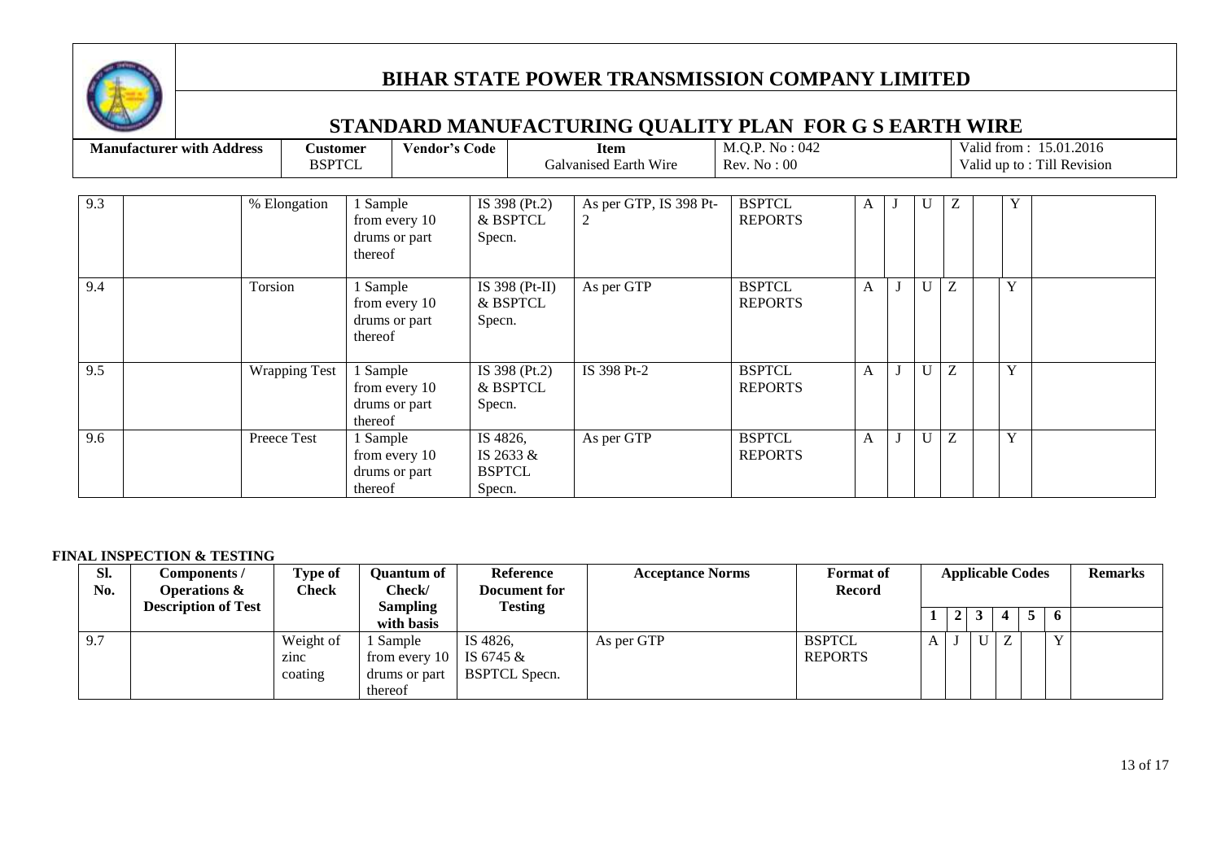# BIHAR STATE POWER TRANSMISSION COMPANY LIMITED

## STANDARD MANUFACTURING QUALITY PLAN FOR G S EARTH WIRE

| Manufacturer with Address | Customer | Vendor's Code | Item | M.Q.P. No : 042 | Valid from : 15.01.2016 |
|---|---|---|---|---|---|
| | BSPTCL | | Galvanised Earth Wire | Rev. No : 00 | Valid up to : Till Revision |

| | | | | | | | | | | | | | | |
|---|---|---|---|---|---|---|---|---|---|---|---|---|---|---|
| 9.3 | | % Elongation | 1 Sample from every 10 drums or part thereof | IS 398 (Pt.2) & BSPTCL Specn. | As per GTP, IS 398 Pt-2 | BSPTCL REPORTS | A | J | U | Z | | Y | |
| 9.4 | | Torsion | 1 Sample from every 10 drums or part thereof | IS 398 (Pt-II) & BSPTCL Specn. | As per GTP | BSPTCL REPORTS | A | J | U | Z | | Y | |
| 9.5 | | Wrapping Test | 1 Sample from every 10 drums or part thereof | IS 398 (Pt.2) & BSPTCL Specn. | IS 398 Pt-2 | BSPTCL REPORTS | A | J | U | Z | | Y | |
| 9.6 | | Preece Test | 1 Sample from every 10 drums or part thereof | IS 4826, IS 2633 & BSPTCL Specn. | As per GTP | BSPTCL REPORTS | A | J | U | Z | | Y | |

**FINAL INSPECTION & TESTING**

| Sl. No. | Components / Operations & Description of Test | Type of Check | Quantum of Check/ Sampling with basis | Reference Document for Testing | Acceptance Norms | Format of Record | Applicable Codes | | | | | | Remarks |
|---|---|---|---|---|---|---|---|---|---|---|---|---|---|
| | | | | | | | 1 | 2 | 3 | 4 | 5 | 6 | |
| 9.7 | | Weight of zinc coating | 1 Sample from every 10 drums or part thereof | IS 4826, IS 6745 & BSPTCL Specn. | As per GTP | BSPTCL REPORTS | A | J | U | Z | | Y | |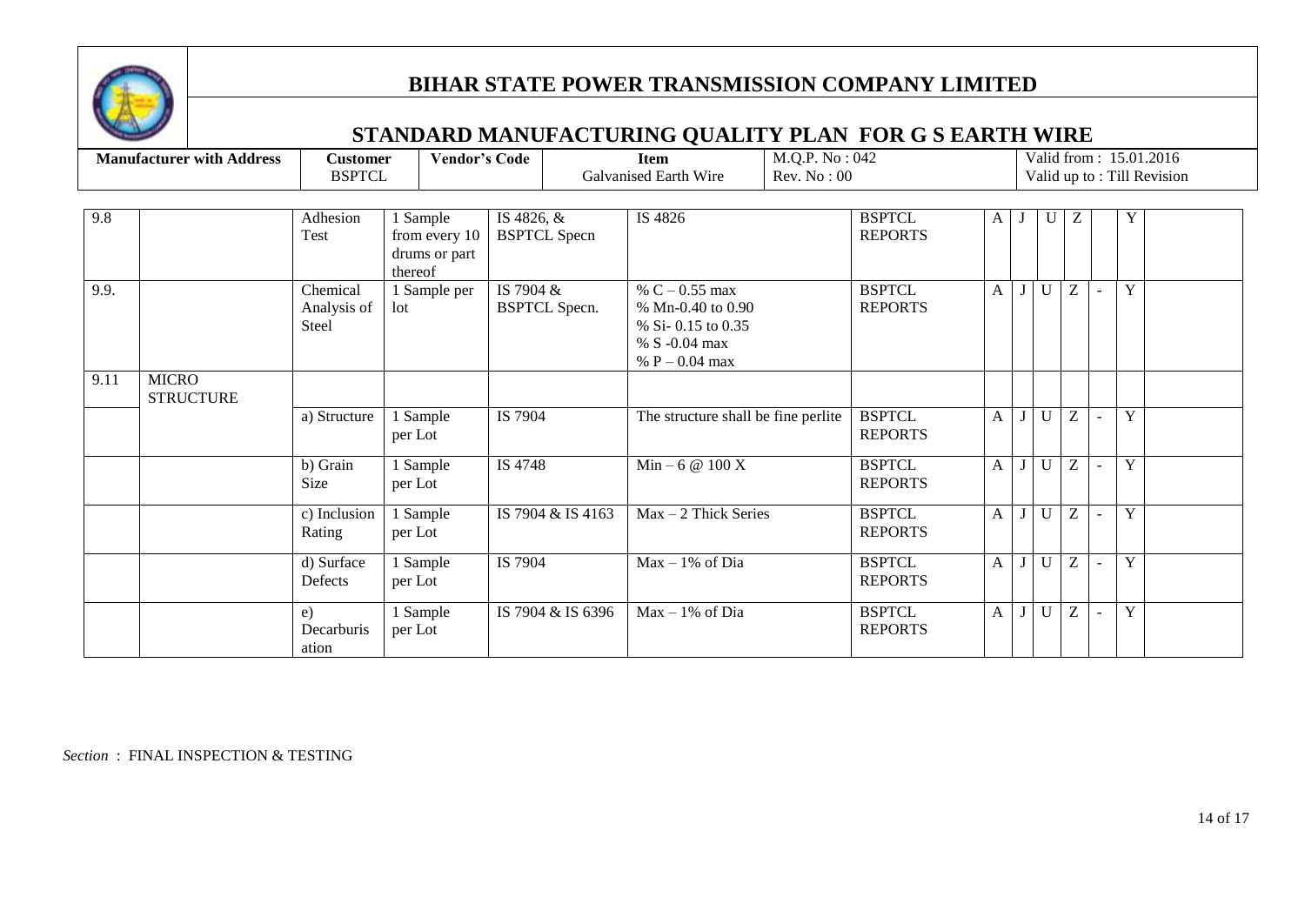# BIHAR STATE POWER TRANSMISSION COMPANY LIMITED

## STANDARD MANUFACTURING QUALITY PLAN FOR G S EARTH WIRE

| Manufacturer with Address | Customer | Vendor's Code | Item | M.Q.P. No : 042 | Valid from : 15.01.2016 |
|---|---|---|---|---|---|
| | BSPTCL | | Galvanised Earth Wire | Rev. No : 00 | Valid up to : Till Revision |

| | | | | | | | | | | | | | | |
|---|---|---|---|---|---|---|---|---|---|---|---|---|---|---|
| 9.8 | | Adhesion Test | 1 Sample from every 10 drums or part thereof | IS 4826, & BSPTCL Specn | IS 4826 | BSPTCL REPORTS | A | J | U | Z | | Y | |
| 9.9. | | Chemical Analysis of Steel | 1 Sample per lot | IS 7904 & BSPTCL Specn. | % C – 0.55 max<br>% Mn-0.40 to 0.90<br>% Si- 0.15 to 0.35<br>% S -0.04 max<br>% P – 0.04 max | BSPTCL REPORTS | A | J | U | Z | - | Y | |
| 9.11 | MICRO STRUCTURE | | | | | | | | | | | | |
| | | a) Structure | 1 Sample per Lot | IS 7904 | The structure shall be fine perlite | BSPTCL REPORTS | A | J | U | Z | - | Y | |
| | | b) Grain Size | 1 Sample per Lot | IS 4748 | Min – 6 @ 100 X | BSPTCL REPORTS | A | J | U | Z | - | Y | |
| | | c) Inclusion Rating | 1 Sample per Lot | IS 7904 & IS 4163 | Max – 2 Thick Series | BSPTCL REPORTS | A | J | U | Z | - | Y | |
| | | d) Surface Defects | 1 Sample per Lot | IS 7904 | Max – 1% of Dia | BSPTCL REPORTS | A | J | U | Z | - | Y | |
| | | e) Decarburisation | 1 Sample per Lot | IS 7904 & IS 6396 | Max – 1% of Dia | BSPTCL REPORTS | A | J | U | Z | - | Y | |

*Section* : FINAL INSPECTION & TESTING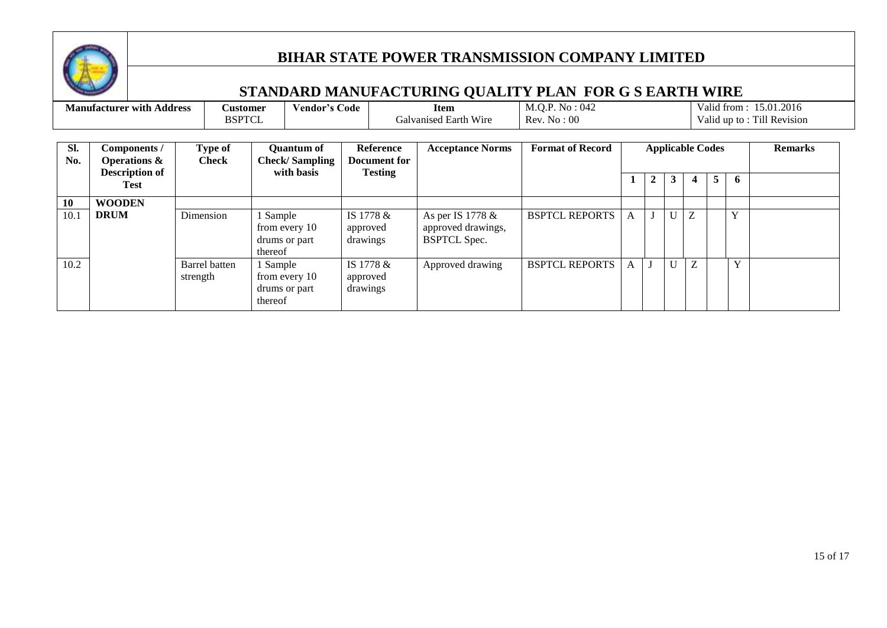# BIHAR STATE POWER TRANSMISSION COMPANY LIMITED

## STANDARD MANUFACTURING QUALITY PLAN FOR G S EARTH WIRE

| Manufacturer with Address | Customer | Vendor's Code | Item | M.Q.P. No : 042 | Valid from : 15.01.2016 |
|---|---|---|---|---|---|
| | BSPTCL | | Galvanised Earth Wire | Rev. No : 00 | Valid up to : Till Revision |

| Sl. No. | Components / Operations & Description of Test | Type of Check | Quantum of Check/ Sampling with basis | Reference Document for Testing | Acceptance Norms | Format of Record | Applicable Codes | | | | | | Remarks |
|---|---|---|---|---|---|---|---|---|---|---|---|---|---|
| | | | | | | | 1 | 2 | 3 | 4 | 5 | 6 | |
| 10 | WOODEN | | | | | | | | | | | | |
| 10.1 | DRUM | Dimension | 1 Sample from every 10 drums or part thereof | IS 1778 & approved drawings | As per IS 1778 & approved drawings, BSPTCL Spec. | BSPTCL REPORTS | A | J | U | Z | | Y | |
| 10.2 | | Barrel batten strength | 1 Sample from every 10 drums or part thereof | IS 1778 & approved drawings | Approved drawing | BSPTCL REPORTS | A | J | U | Z | | Y | |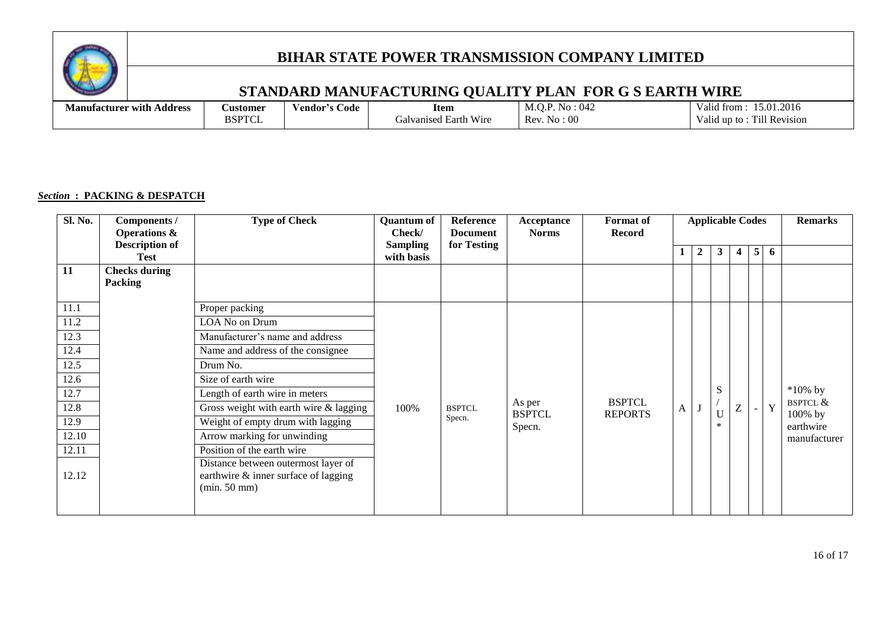# BIHAR STATE POWER TRANSMISSION COMPANY LIMITED

## STANDARD MANUFACTURING QUALITY PLAN FOR G S EARTH WIRE

| Manufacturer with Address | Customer | Vendor's Code | Item | M.Q.P. No : 042 | Valid from : 15.01.2016 |
|---|---|---|---|---|---|
| | BSPTCL | | Galvanised Earth Wire | Rev. No : 00 | Valid up to : Till Revision |

***Section* : PACKING & DESPATCH**

| Sl. No. | Components / Operations & Description of Test | Type of Check | Quantum of Check/ Sampling with basis | Reference Document for Testing | Acceptance Norms | Format of Record | Applicable Codes | | | | | | Remarks |
|---|---|---|---|---|---|---|---|---|---|---|---|---|---|
| | | | | | | | 1 | 2 | 3 | 4 | 5 | 6 | |
| **11** | **Checks during Packing** | | | | | | | | | | | | |
| 11.1 | | Proper packing | 100% | BSPTCL Specn. | As per BSPTCL Specn. | BSPTCL REPORTS | A | J | S/U* | Z | - | Y | *10% by BSPTCL & 100% by earthwire manufacturer |
| 11.2 | | LOA No on Drum | | | | | | | | | | | |
| 12.3 | | Manufacturer's name and address | | | | | | | | | | | |
| 12.4 | | Name and address of the consignee | | | | | | | | | | | |
| 12.5 | | Drum No. | | | | | | | | | | | |
| 12.6 | | Size of earth wire | | | | | | | | | | | |
| 12.7 | | Length of earth wire in meters | | | | | | | | | | | |
| 12.8 | | Gross weight with earth wire & lagging | | | | | | | | | | | |
| 12.9 | | Weight of empty drum with lagging | | | | | | | | | | | |
| 12.10 | | Arrow marking for unwinding | | | | | | | | | | | |
| 12.11 | | Position of the earth wire | | | | | | | | | | | |
| 12.12 | | Distance between outermost layer of earthwire & inner surface of lagging (min. 50 mm) | | | | | | | | | | | |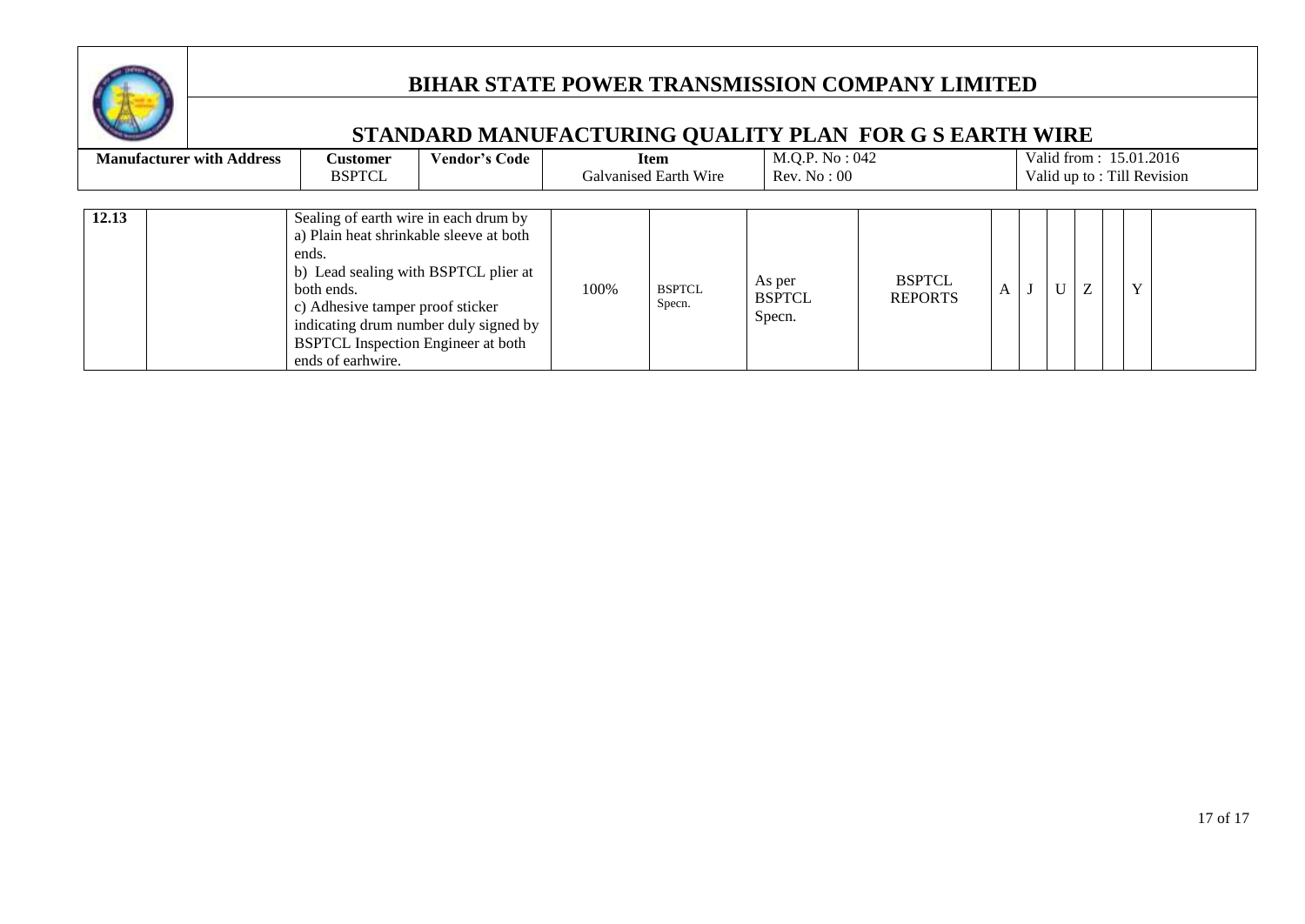| | | | | | | | | | | | | | |
|---|---|---|---|---|---|---|---|---|---|---|---|---|---|
| **12.13** | | Sealing of earth wire in each drum by<br>a) Plain heat shrinkable sleeve at both ends.<br>b) Lead sealing with BSPTCL plier at both ends.<br>c) Adhesive tamper proof sticker indicating drum number duly signed by BSPTCL Inspection Engineer at both ends of earhwire. | 100% | BSPTCL Specn. | As per BSPTCL Specn. | BSPTCL REPORTS | A | J | U | Z | | Y | |